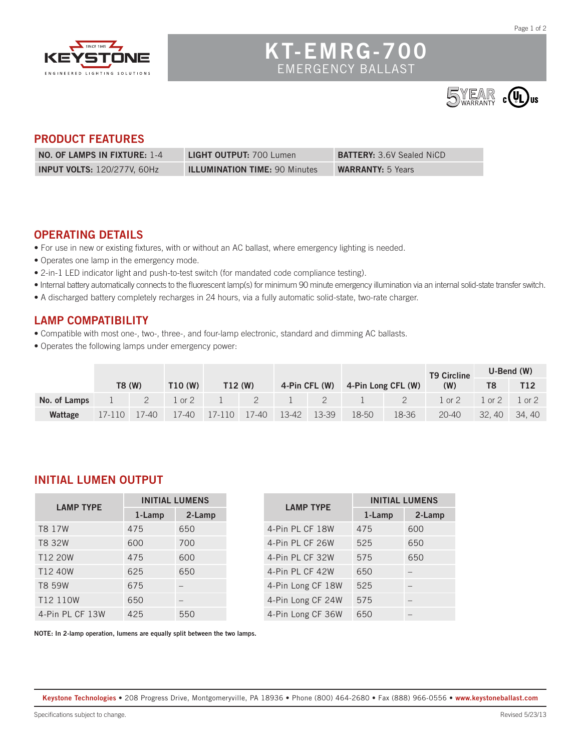# KT-EMRG-700

## EMERGENCY BALLAST

## PRODUCT FEATURES

| | | |
|---|---|---|
| **NO. OF LAMPS IN FIXTURE:** 1-4 | **LIGHT OUTPUT:** 700 Lumen | **BATTERY:** 3.6V Sealed NiCD |
| **INPUT VOLTS:** 120/277V, 60Hz | **ILLUMINATION TIME:** 90 Minutes | **WARRANTY:** 5 Years |

## OPERATING DETAILS

- For use in new or existing fixtures, with or without an AC ballast, where emergency lighting is needed.
- Operates one lamp in the emergency mode.
- 2-in-1 LED indicator light and push-to-test switch (for mandated code compliance testing).
- Internal battery automatically connects to the fluorescent lamp(s) for minimum 90 minute emergency illumination via an internal solid-state transfer switch.
- A discharged battery completely recharges in 24 hours, via a fully automatic solid-state, two-rate charger.

## LAMP COMPATIBILITY

- Compatible with most one-, two-, three-, and four-lamp electronic, standard and dimming AC ballasts.
- Operates the following lamps under emergency power:

| | T8 (W) | | T10 (W) | T12 (W) | | 4-Pin CFL (W) | | 4-Pin Long CFL (W) | | T9 Circline (W) | U-Bend (W) | |
|---|---|---|---|---|---|---|---|---|---|---|---|---|
| | | | | | | | | | | | T8 | T12 |
| **No. of Lamps** | 1 | 2 | 1 or 2 | 1 | 2 | 1 | 2 | 1 | 2 | 1 or 2 | 1 or 2 | 1 or 2 |
| **Wattage** | 17-110 | 17-40 | 17-40 | 17-110 | 17-40 | 13-42 | 13-39 | 18-50 | 18-36 | 20-40 | 32, 40 | 34, 40 |

## INITIAL LUMEN OUTPUT

| LAMP TYPE | INITIAL LUMENS | |
|---|---|---|
| | 1-Lamp | 2-Lamp |
| T8 17W | 475 | 650 |
| T8 32W | 600 | 700 |
| T12 20W | 475 | 600 |
| T12 40W | 625 | 650 |
| T8 59W | 675 | – |
| T12 110W | 650 | – |
| 4-Pin PL CF 13W | 425 | 550 |

| LAMP TYPE | INITIAL LUMENS | |
|---|---|---|
| | 1-Lamp | 2-Lamp |
| 4-Pin PL CF 18W | 475 | 600 |
| 4-Pin PL CF 26W | 525 | 650 |
| 4-Pin PL CF 32W | 575 | 650 |
| 4-Pin PL CF 42W | 650 | – |
| 4-Pin Long CF 18W | 525 | – |
| 4-Pin Long CF 24W | 575 | – |
| 4-Pin Long CF 36W | 650 | – |

**NOTE: In 2-lamp operation, lumens are equally split between the two lamps.**

**Keystone Technologies** • 208 Progress Drive, Montgomeryville, PA 18936 • Phone (800) 464-2680 • Fax (888) 966-0556 • **www.keystoneballast.com**

Specifications subject to change.

Revised 5/23/13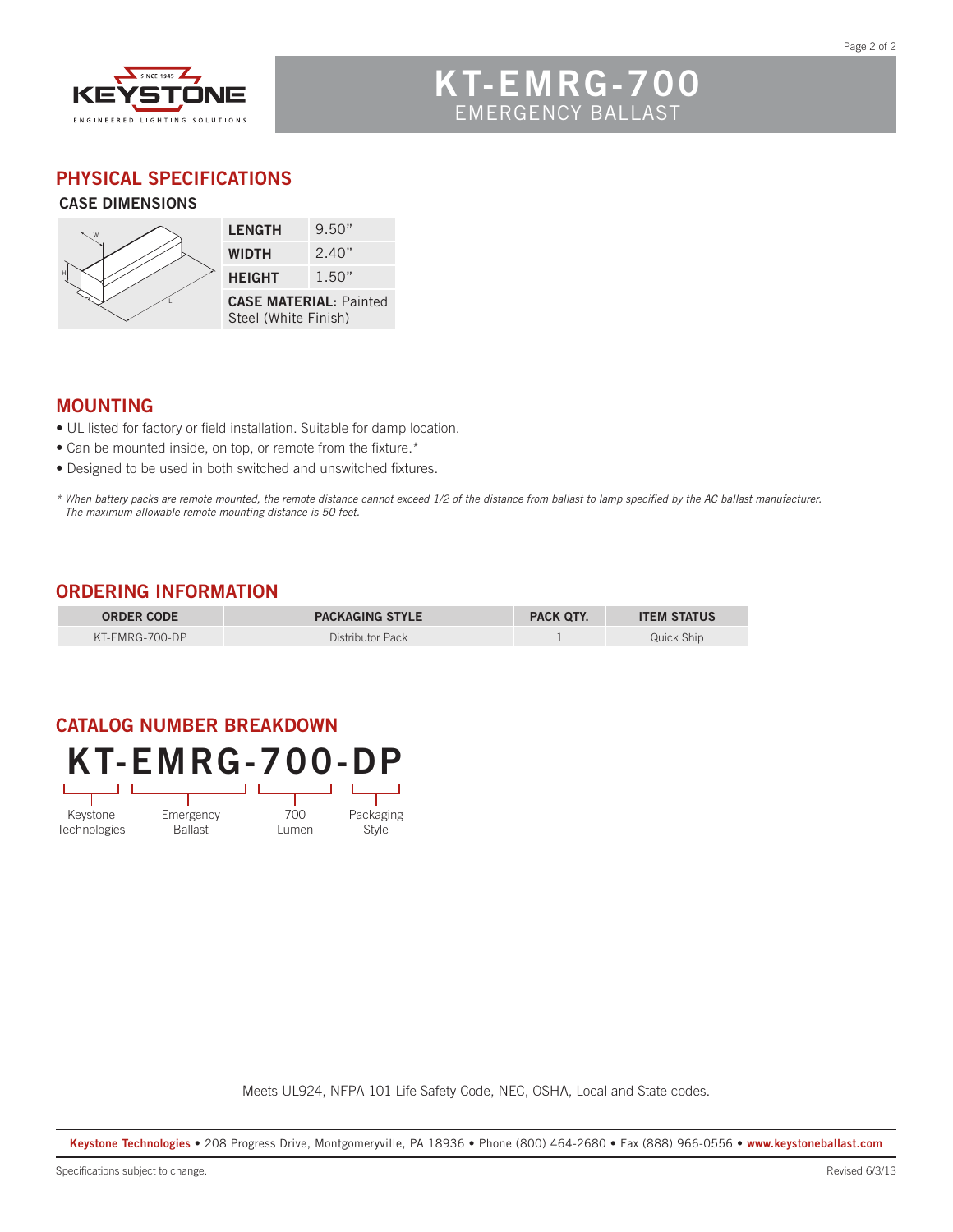# KT-EMRG-700
EMERGENCY BALLAST

## PHYSICAL SPECIFICATIONS

### CASE DIMENSIONS

| | |
|---|---|
| **LENGTH** | 9.50" |
| **WIDTH** | 2.40" |
| **HEIGHT** | 1.50" |
| **CASE MATERIAL:** Painted Steel (White Finish) | |

## MOUNTING

- UL listed for factory or field installation. Suitable for damp location.
- Can be mounted inside, on top, or remote from the fixture.*
- Designed to be used in both switched and unswitched fixtures.

*\* When battery packs are remote mounted, the remote distance cannot exceed 1/2 of the distance from ballast to lamp specified by the AC ballast manufacturer. The maximum allowable remote mounting distance is 50 feet.*

## ORDERING INFORMATION

| ORDER CODE | PACKAGING STYLE | PACK QTY. | ITEM STATUS |
|---|---|---|---|
| KT-EMRG-700-DP | Distributor Pack | 1 | Quick Ship |

## CATALOG NUMBER BREAKDOWN

**KT-EMRG-700-DP**

- KT: Keystone Technologies
- EMRG: Emergency Ballast
- 700: 700 Lumen
- DP: Packaging Style

Meets UL924, NFPA 101 Life Safety Code, NEC, OSHA, Local and State codes.

**Keystone Technologies** • 208 Progress Drive, Montgomeryville, PA 18936 • Phone (800) 464-2680 • Fax (888) 966-0556 • **www.keystoneballast.com**

Specifications subject to change.

Revised 6/3/13